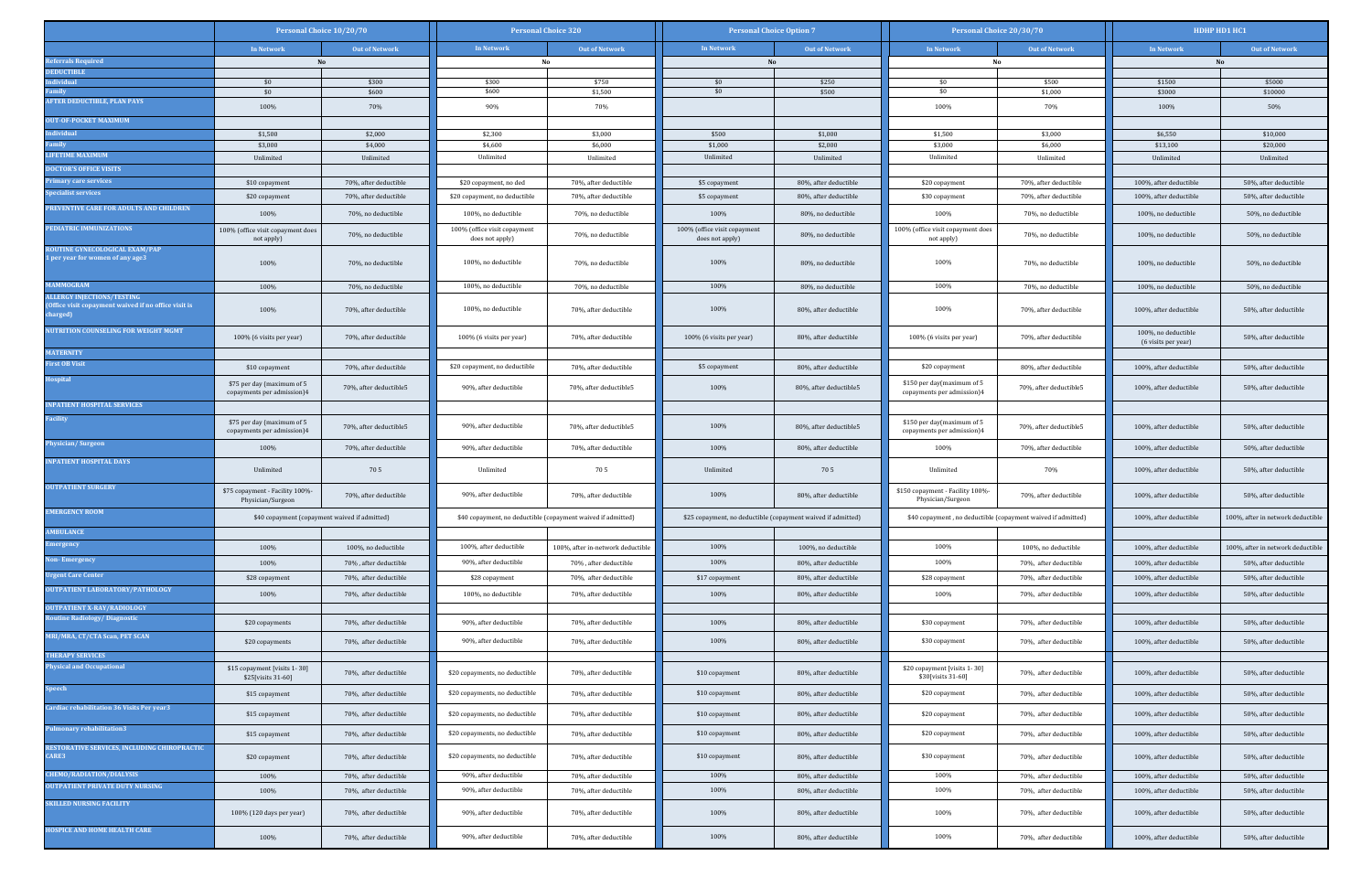| | Personal Choice 10/20/70 | | Personal Choice 320 | | Personal Choice Option 7 | | Personal Choice 20/30/70 | | HDHP HD1 HC1 | |
|---|---|---|---|---|---|---|---|---|---|---|
| | In Network | Out of Network | In Network | Out of Network | In Network | Out of Network | In Network | Out of Network | In Network | Out of Network |
| Referrals Required | No | | No | | No | | No | | No | |
| DEDUCTIBLE | | | | | | | | | | |
| Individual | $0 | $300 | $300 | $750 | $0 | $250 | $0 | $500 | $1500 | $5000 |
| Family | $0 | $600 | $600 | $1,500 | $0 | $500 | $0 | $1,000 | $3000 | $10000 |
| AFTER DEDUCTIBLE, PLAN PAYS | 100% | 70% | 90% | 70% | | | 100% | 70% | 100% | 50% |
| OUT-OF-POCKET MAXIMUM | | | | | | | | | | |
| Individual | $1,500 | $2,000 | $2,300 | $3,000 | $500 | $1,000 | $1,500 | $3,000 | $6,550 | $10,000 |
| Family | $3,000 | $4,000 | $4,600 | $6,000 | $1,000 | $2,000 | $3,000 | $6,000 | $13,100 | $20,000 |
| LIFETIME MAXIMUM | Unlimited | Unlimited | Unlimited | Unlimited | Unlimited | Unlimited | Unlimited | Unlimited | Unlimited | Unlimited |
| DOCTOR'S OFFICE VISITS | | | | | | | | | | |
| Primary care services | $10 copayment | 70%, after deductible | $20 copayment, no ded | 70%, after deductible | $5 copayment | 80%, after deductible | $20 copayment | 70%, after deductible | 100%, after deductible | 50%, after deductible |
| Specialist services | $20 copayment | 70%, after deductible | $20 copayment, no deductible | 70%, after deductible | $5 copayment | 80%, after deductible | $30 copayment | 70%, after deductible | 100%, after deductible | 50%, after deductible |
| PREVENTIVE CARE FOR ADULTS AND CHILDREN | 100% | 70%, no deductible | 100%, no deductible | 70%, no deductible | 100% | 80%, no deductible | 100% | 70%, no deductible | 100%, no deductible | 50%, no deductible |
| PEDIATRIC IMMUNIZATIONS | 100% (office visit copayment does not apply) | 70%, no deductible | 100% (office visit copayment does not apply) | 70%, no deductible | 100% (office visit copayment does not apply) | 80%, no deductible | 100% (office visit copayment does not apply) | 70%, no deductible | 100%, no deductible | 50%, no deductible |
| ROUTINE GYNECOLOGICAL EXAM/PAP 1 per year for women of any age3 | 100% | 70%, no deductible | 100%, no deductible | 70%, no deductible | 100% | 80%, no deductible | 100% | 70%, no deductible | 100%, no deductible | 50%, no deductible |
| MAMMOGRAM | 100% | 70%, no deductible | 100%, no deductible | 70%, no deductible | 100% | 80%, no deductible | 100% | 70%, no deductible | 100%, no deductible | 50%, no deductible |
| ALLERGY INJECTIONS/TESTING (Office visit copayment waived if no office visit is charged) | 100% | 70%, after deductible | 100%, no deductible | 70%, after deductible | 100% | 80%, after deductible | 100% | 70%, after deductible | 100%, after deductible | 50%, after deductible |
| NUTRITION COUNSELING FOR WEIGHT MGMT | 100% (6 visits per year) | 70%, after deductible | 100% (6 visits per year) | 70%, after deductible | 100% (6 visits per year) | 80%, after deductible | 100% (6 visits per year) | 70%, after deductible | 100%, no deductible (6 visits per year) | 50%, after deductible |
| MATERNITY | | | | | | | | | | |
| First OB Visit | $10 copayment | 70%, after deductible | $20 copayment, no deductible | 70%, after deductible | $5 copayment | 80%, after deductible | $20 copayment | 80%, after deductible | 100%, after deductible | 50%, after deductible |
| Hospital | $75 per day (maximum of 5 copayments per admission)4 | 70%, after deductible5 | 90%, after deductible | 70%, after deductible5 | 100% | 80%, after deductible5 | $150 per day(maximum of 5 copayments per admission)4 | 70%, after deductible5 | 100%, after deductible | 50%, after deductible |
| INPATIENT HOSPITAL SERVICES | | | | | | | | | | |
| Facility | $75 per day (maximum of 5 copayments per admission)4 | 70%, after deductible5 | 90%, after deductible | 70%, after deductible5 | 100% | 80%, after deductible5 | $150 per day(maximum of 5 copayments per admission)4 | 70%, after deductible5 | 100%, after deductible | 50%, after deductible |
| Physician/ Surgeon | 100% | 70%, after deductible | 90%, after deductible | 70%, after deductible | 100% | 80%, after deductible | 100% | 70%, after deductible | 100%, after deductible | 50%, after deductible |
| INPATIENT HOSPITAL DAYS | Unlimited | 70 5 | Unlimited | 70 5 | Unlimited | 70 5 | Unlimited | 70% | 100%, after deductible | 50%, after deductible |
| OUTPATIENT SURGERY | $75 copayment - Facility 100%-Physician/Surgeon | 70%, after deductible | 90%, after deductible | 70%, after deductible | 100% | 80%, after deductible | $150 copayment - Facility 100%-Physician/Surgeon | 70%, after deductible | 100%, after deductible | 50%, after deductible |
| EMERGENCY ROOM | $40 copayment (copayment waived if admitted) | | $40 copayment, no deductible (copayment waived if admitted) | | $25 copayment, no deductible (copayment waived if admitted) | | $40 copayment , no deductible (copayment waived if admitted) | | 100%, after deductible | 100%, after in network deductible |
| AMBULANCE | | | | | | | | | | |
| Emergency | 100% | 100%, no deductible | 100%, after deductible | 100%, after in-network deductible | 100% | 100%, no deductible | 100% | 100%, no deductible | 100%, after deductible | 100%, after in network deductible |
| Non- Emergency | 100% | 70% , after deductible | 90%, after deductible | 70% , after deductible | 100% | 80%, after deductible | 100% | 70%, after deductible | 100%, after deductible | 50%, after deductible |
| Urgent Care Center | $28 copayment | 70%, after deductible | $28 copayment | 70%, after deductible | $17 copayment | 80%, after deductible | $28 copayment | 70%, after deductible | 100%, after deductible | 50%, after deductible |
| OUTPATIENT LABORATORY/PATHOLOGY | 100% | 70%, after deductible | 100%, no deductible | 70%, after deductible | 100% | 80%, after deductible | 100% | 70%, after deductible | 100%, after deductible | 50%, after deductible |
| OUTPATIENT X-RAY/RADIOLOGY | | | | | | | | | | |
| Routine Radiology/ Diagnostic | $20 copayments | 70%, after deductible | 90%, after deductible | 70%, after deductible | 100% | 80%, after deductible | $30 copayment | 70%, after deductible | 100%, after deductible | 50%, after deductible |
| MRI/MRA, CT/CTA Scan, PET SCAN | $20 copayments | 70%, after deductible | 90%, after deductible | 70%, after deductible | 100% | 80%, after deductible | $30 copayment | 70%, after deductible | 100%, after deductible | 50%, after deductible |
| THERAPY SERVICES | | | | | | | | | | |
| Physical and Occupational | $15 copayment [visits 1- 30] $25[visits 31-60] | 70%, after deductible | $20 copayments, no deductible | 70%, after deductible | $10 copayment | 80%, after deductible | $20 copayment [visits 1- 30] $30[visits 31-60] | 70%, after deductible | 100%, after deductible | 50%, after deductible |
| Speech | $15 copayment | 70%, after deductible | $20 copayments, no deductible | 70%, after deductible | $10 copayment | 80%, after deductible | $20 copayment | 70%, after deductible | 100%, after deductible | 50%, after deductible |
| Cardiac rehabilitation 36 Visits Per year3 | $15 copayment | 70%, after deductible | $20 copayments, no deductible | 70%, after deductible | $10 copayment | 80%, after deductible | $20 copayment | 70%, after deductible | 100%, after deductible | 50%, after deductible |
| Pulmonary rehabilitation3 | $15 copayment | 70%, after deductible | $20 copayments, no deductible | 70%, after deductible | $10 copayment | 80%, after deductible | $20 copayment | 70%, after deductible | 100%, after deductible | 50%, after deductible |
| RESTORATIVE SERVICES, INCLUDING CHIROPRACTIC CARE3 | $20 copayment | 70%, after deductible | $20 copayments, no deductible | 70%, after deductible | $10 copayment | 80%, after deductible | $30 copayment | 70%, after deductible | 100%, after deductible | 50%, after deductible |
| CHEMO/RADIATION/DIALYSIS | 100% | 70%, after deductible | 90%, after deductible | 70%, after deductible | 100% | 80%, after deductible | 100% | 70%, after deductible | 100%, after deductible | 50%, after deductible |
| OUTPATIENT PRIVATE DUTY NURSING | 100% | 70%, after deductible | 90%, after deductible | 70%, after deductible | 100% | 80%, after deductible | 100% | 70%, after deductible | 100%, after deductible | 50%, after deductible |
| SKILLED NURSING FACILITY | 100% (120 days per year) | 70%, after deductible | 90%, after deductible | 70%, after deductible | 100% | 80%, after deductible | 100% | 70%, after deductible | 100%, after deductible | 50%, after deductible |
| HOSPICE AND HOME HEALTH CARE | 100% | 70%, after deductible | 90%, after deductible | 70%, after deductible | 100% | 80%, after deductible | 100% | 70%, after deductible | 100%, after deductible | 50%, after deductible |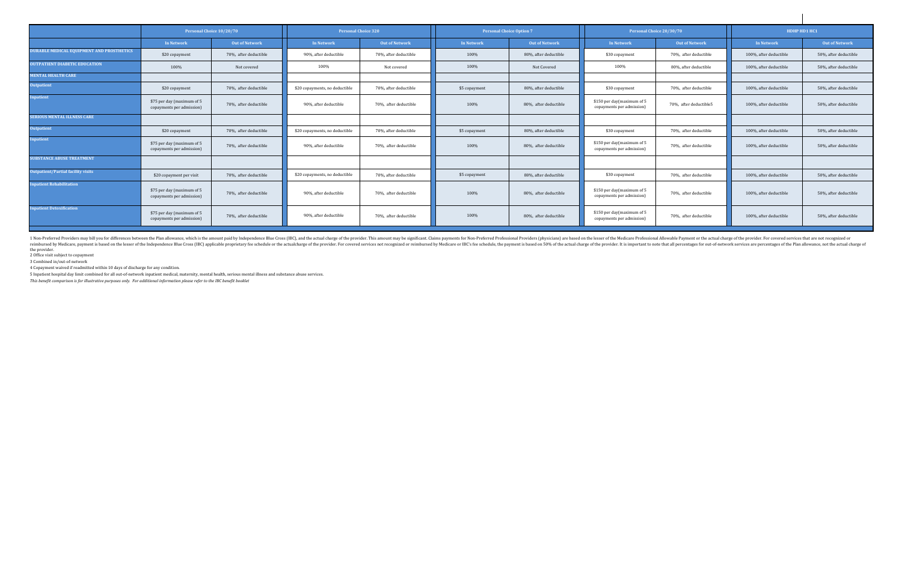| | Personal Choice 10/20/70 | | Personal Choice 320 | | Personal Choice Option 7 | | Personal Choice 20/30/70 | | HDHP HD1 HC1 | |
|---|---|---|---|---|---|---|---|---|---|---|
| | In Network | Out of Network | In Network | Out of Network | In Network | Out of Network | In Network | Out of Network | In Network | Out of Network |
| DURABLE MEDICAL EQUIPMENT AND PROSTHETICS | $20 copayment | 70%, after deductible | 90%, after deductible | 70%, after deductible | 100% | 80%, after deductible | $30 copayment | 70%, after deductible | 100%, after deductible | 50%, after deductible |
| OUTPATIENT DIABETIC EDUCATION | 100% | Not covered | 100% | Not covered | 100% | Not Covered | 100% | 80%, after deductible | 100%, after deductible | 50%, after deductible |
| MENTAL HEALTH CARE | | | | | | | | | | |
| Outpatient | $20 copayment | 70%, after deductible | $20 copayments, no deductible | 70%, after deductible | $5 copayment | 80%, after deductible | $30 copayment | 70%, after deductible | 100%, after deductible | 50%, after deductible |
| Inpatient | $75 per day (maximum of 5 copayments per admission) | 70%, after deductible | 90%, after deductible | 70%, after deductible | 100% | 80%, after deductible | $150 per day(maximum of 5 copayments per admission) | 70%, after deductible5 | 100%, after deductible | 50%, after deductible |
| SERIOUS MENTAL ILLNESS CARE | | | | | | | | | | |
| Outpatient | $20 copayment | 70%, after deductible | $20 copayments, no deductible | 70%, after deductible | $5 copayment | 80%, after deductible | $30 copayment | 70%, after deductible | 100%, after deductible | 50%, after deductible |
| Inpatient | $75 per day (maximum of 5 copayments per admission) | 70%, after deductible | 90%, after deductible | 70%, after deductible | 100% | 80%, after deductible | $150 per day(maximum of 5 copayments per admission) | 70%, after deductible | 100%, after deductible | 50%, after deductible |
| SUBSTANCE ABUSE TREATMENT | | | | | | | | | | |
| Outpatient/Partial facility visits | $20 copayment per visit | 70%, after deductible | $20 copayments, no deductible | 70%, after deductible | $5 copayment | 80%, after deductible | $30 copayment | 70%, after deductible | 100%, after deductible | 50%, after deductible |
| Inpatient Rehabilitation | $75 per day (maximum of 5 copayments per admission) | 70%, after deductible | 90%, after deductible | 70%, after deductible | 100% | 80%, after deductible | $150 per day(maximum of 5 copayments per admission) | 70%, after deductible | 100%, after deductible | 50%, after deductible |
| Inpatient Detoxification | $75 per day (maximum of 5 copayments per admission) | 70%, after deductible | 90%, after deductible | 70%, after deductible | 100% | 80%, after deductible | $150 per day(maximum of 5 copayments per admission) | 70%, after deductible | 100%, after deductible | 50%, after deductible |

1 Non-Preferred Providers may bill you for differences between the Plan allowance, which is the amount paid by Independence Blue Cross (IBC), and the actual charge of the provider. This amount may be significant. Claims payments for Non-Preferred Professional Providers (physicians) are based on the lesser of the Medicare Professional Allowable Payment or the actual charge of the provider. For covered services that are not recognized or reimbursed by Medicare, payment is based on the lesser of the Independence Blue Cross (IBC) applicable proprietary fee schedule or the actualcharge of the provider. For covered services not recognized or reimbursed by Medicare or IBC's fee schedule, the payment is based on 50% of the actual charge of the provider. It is important to note that all percentages for out-of-network services are percentages of the Plan allowance, not the actual charge of the provider.

2 Office visit subject to copayment

3 Combined in/out-of-network

4 Copayment waived if readmitted within 10 days of discharge for any condition.

5 Inpatient hospital day limit combined for all out-of-network inpatient medical, maternity, mental health, serious mental illness and substance abuse services.

*This benefit comparison is for illustrative purposes only. For additional information please refer to the IBC benefit booklet*